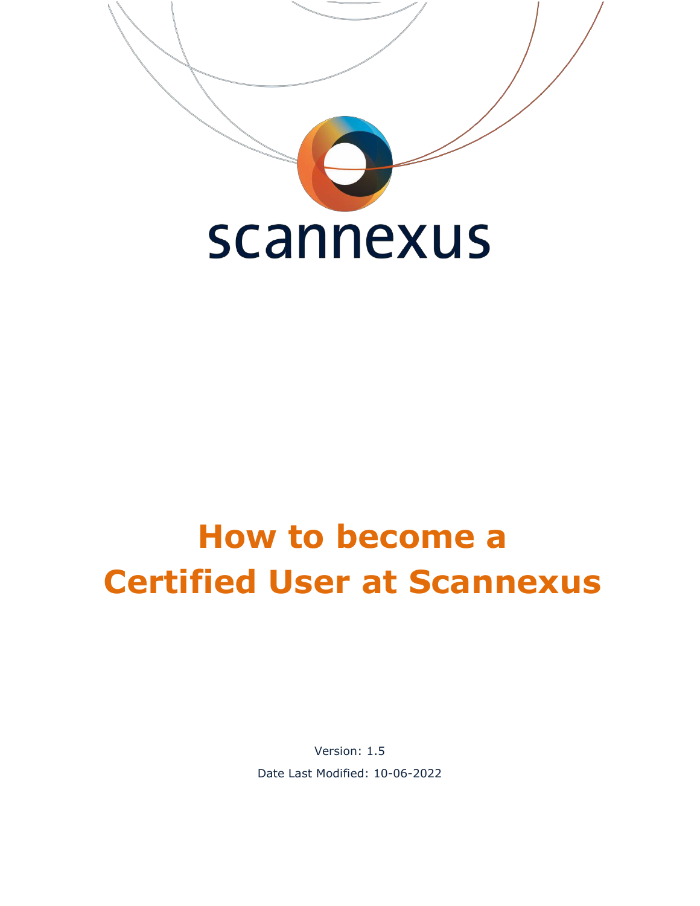scannexus

# How to become a Certified User at Scannexus

Version: 1.5

Date Last Modified: 10-06-2022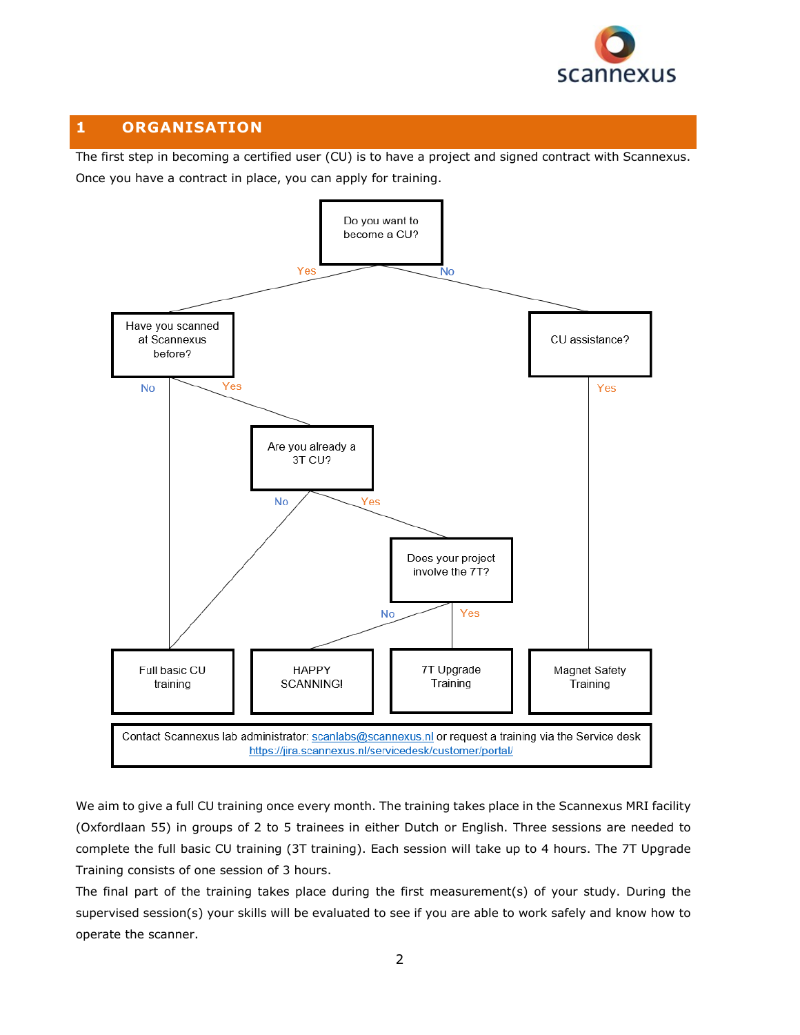# 1 ORGANISATION

The first step in becoming a certified user (CU) is to have a project and signed contract with Scannexus. Once you have a contract in place, you can apply for training.

Do you want to become a CU?

- Yes → Have you scanned at Scannexus before?
  - No → Full basic CU training
  - Yes → Are you already a 3T CU?
    - No → Full basic CU training
    - Yes → Does your project involve the 7T?
      - No → HAPPY SCANNING!
      - Yes → 7T Upgrade Training
- No → CU assistance?
  - Yes → Magnet Safety Training

Contact Scannexus lab administrator: scanlabs@scannexus.nl or request a training via the Service desk https://jira.scannexus.nl/servicedesk/customer/portal/

We aim to give a full CU training once every month. The training takes place in the Scannexus MRI facility (Oxfordlaan 55) in groups of 2 to 5 trainees in either Dutch or English. Three sessions are needed to complete the full basic CU training (3T training). Each session will take up to 4 hours. The 7T Upgrade Training consists of one session of 3 hours.

The final part of the training takes place during the first measurement(s) of your study. During the supervised session(s) your skills will be evaluated to see if you are able to work safely and know how to operate the scanner.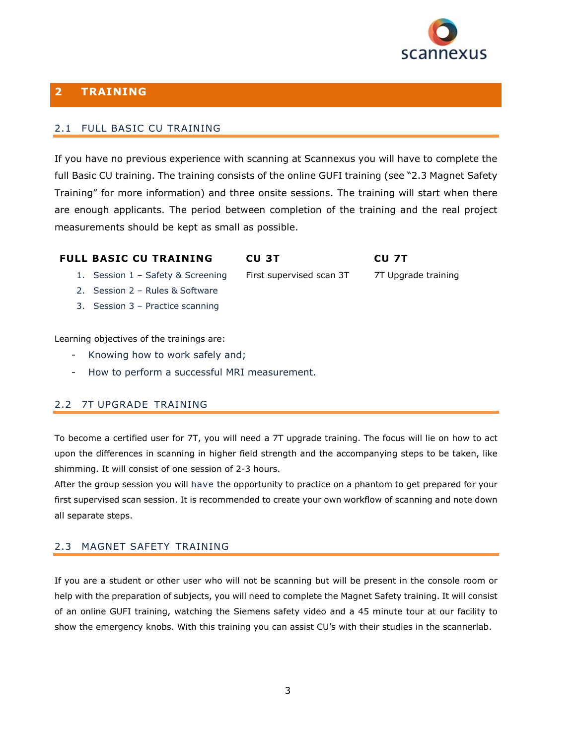# 2 TRAINING

## 2.1 FULL BASIC CU TRAINING

If you have no previous experience with scanning at Scannexus you will have to complete the full Basic CU training. The training consists of the online GUFI training (see "2.3 Magnet Safety Training" for more information) and three onsite sessions. The training will start when there are enough applicants. The period between completion of the training and the real project measurements should be kept as small as possible.

| **FULL BASIC CU TRAINING** | **CU 3T** | **CU 7T** |
|---|---|---|
| 1. Session 1 – Safety & Screening | First supervised scan 3T | 7T Upgrade training |
| 2. Session 2 – Rules & Software | | |
| 3. Session 3 – Practice scanning | | |

Learning objectives of the trainings are:

- Knowing how to work safely and;
- How to perform a successful MRI measurement.

## 2.2 7T UPGRADE TRAINING

To become a certified user for 7T, you will need a 7T upgrade training. The focus will lie on how to act upon the differences in scanning in higher field strength and the accompanying steps to be taken, like shimming. It will consist of one session of 2-3 hours.

After the group session you will have the opportunity to practice on a phantom to get prepared for your first supervised scan session. It is recommended to create your own workflow of scanning and note down all separate steps.

## 2.3 MAGNET SAFETY TRAINING

If you are a student or other user who will not be scanning but will be present in the console room or help with the preparation of subjects, you will need to complete the Magnet Safety training. It will consist of an online GUFI training, watching the Siemens safety video and a 45 minute tour at our facility to show the emergency knobs. With this training you can assist CU's with their studies in the scannerlab.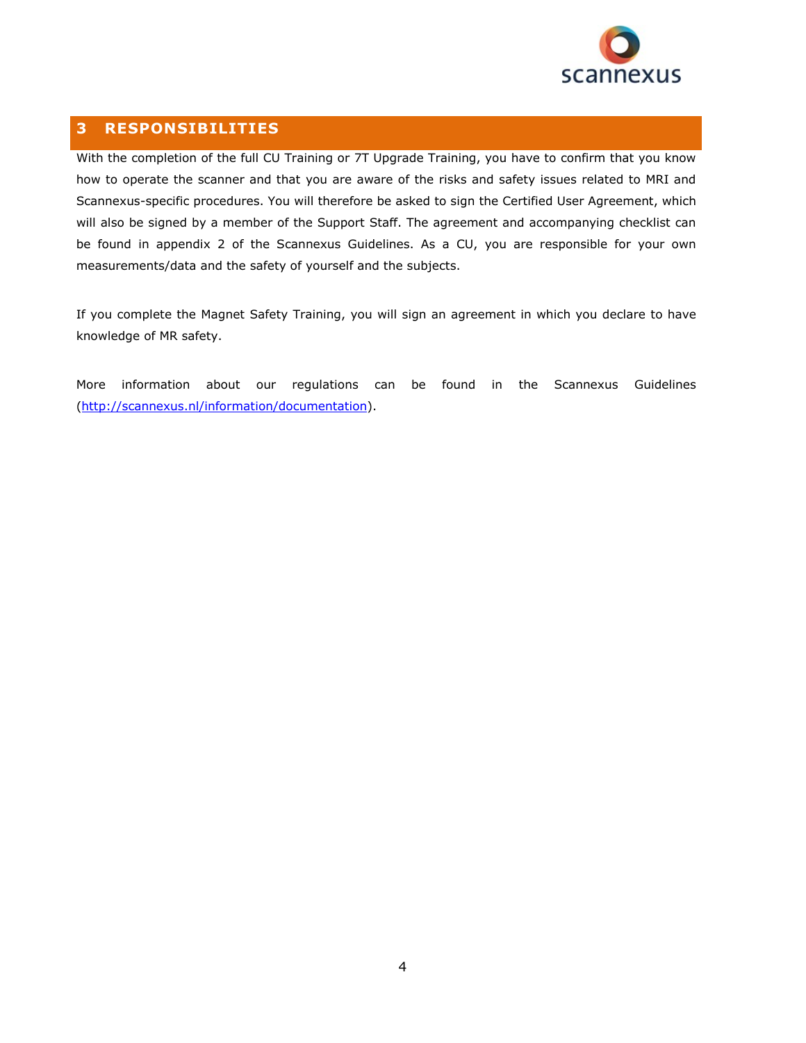# 3 RESPONSIBILITIES

With the completion of the full CU Training or 7T Upgrade Training, you have to confirm that you know how to operate the scanner and that you are aware of the risks and safety issues related to MRI and Scannexus-specific procedures. You will therefore be asked to sign the Certified User Agreement, which will also be signed by a member of the Support Staff. The agreement and accompanying checklist can be found in appendix 2 of the Scannexus Guidelines. As a CU, you are responsible for your own measurements/data and the safety of yourself and the subjects.

If you complete the Magnet Safety Training, you will sign an agreement in which you declare to have knowledge of MR safety.

More information about our regulations can be found in the Scannexus Guidelines (http://scannexus.nl/information/documentation).